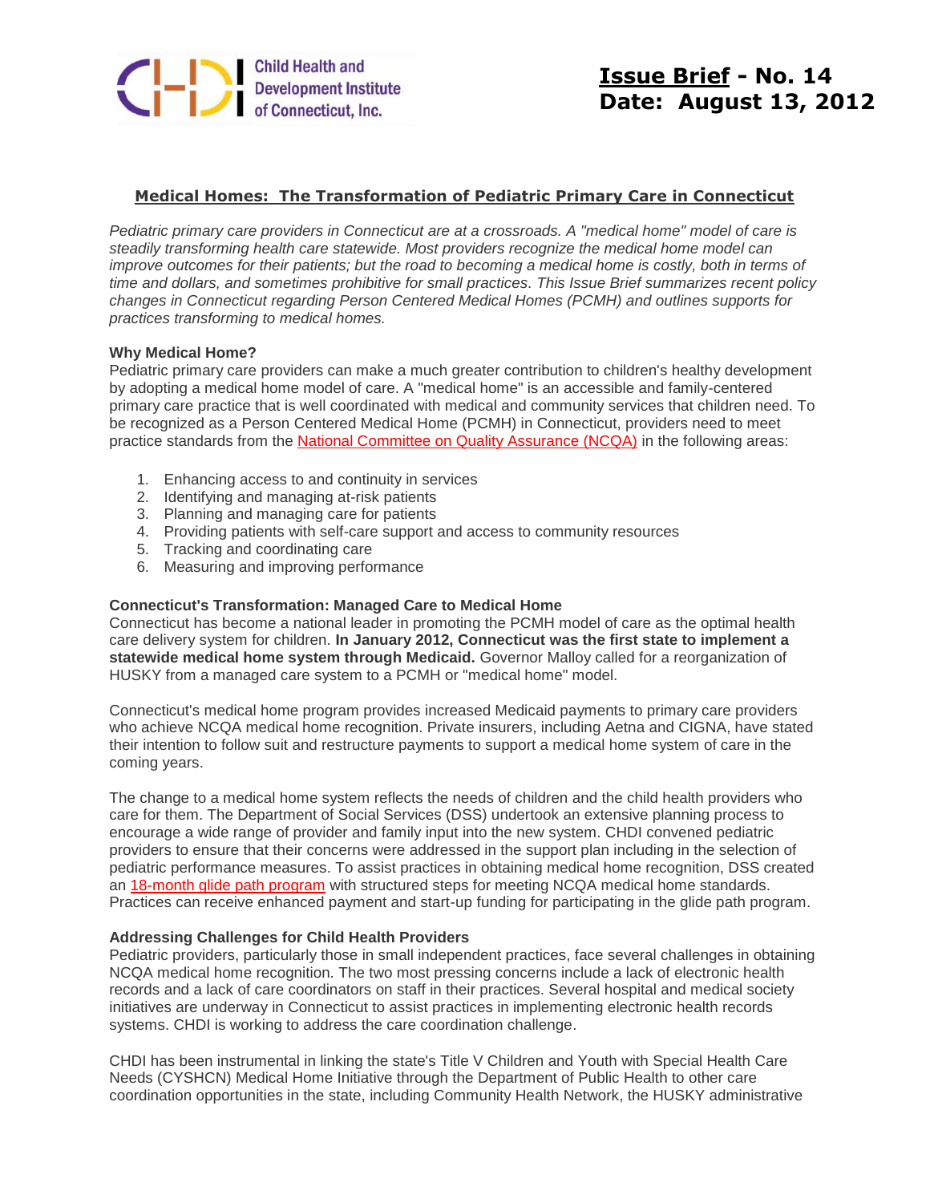Child Health and Development Institute of Connecticut, Inc.

**Issue Brief - No. 14**
**Date: August 13, 2012**

# Medical Homes: The Transformation of Pediatric Primary Care in Connecticut

*Pediatric primary care providers in Connecticut are at a crossroads. A "medical home" model of care is steadily transforming health care statewide. Most providers recognize the medical home model can improve outcomes for their patients; but the road to becoming a medical home is costly, both in terms of time and dollars, and sometimes prohibitive for small practices. This Issue Brief summarizes recent policy changes in Connecticut regarding Person Centered Medical Homes (PCMH) and outlines supports for practices transforming to medical homes.*

**Why Medical Home?**

Pediatric primary care providers can make a much greater contribution to children's healthy development by adopting a medical home model of care. A "medical home" is an accessible and family-centered primary care practice that is well coordinated with medical and community services that children need. To be recognized as a Person Centered Medical Home (PCMH) in Connecticut, providers need to meet practice standards from the National Committee on Quality Assurance (NCQA) in the following areas:

1. Enhancing access to and continuity in services
2. Identifying and managing at-risk patients
3. Planning and managing care for patients
4. Providing patients with self-care support and access to community resources
5. Tracking and coordinating care
6. Measuring and improving performance

**Connecticut's Transformation: Managed Care to Medical Home**

Connecticut has become a national leader in promoting the PCMH model of care as the optimal health care delivery system for children. **In January 2012, Connecticut was the first state to implement a statewide medical home system through Medicaid.** Governor Malloy called for a reorganization of HUSKY from a managed care system to a PCMH or "medical home" model.

Connecticut's medical home program provides increased Medicaid payments to primary care providers who achieve NCQA medical home recognition. Private insurers, including Aetna and CIGNA, have stated their intention to follow suit and restructure payments to support a medical home system of care in the coming years.

The change to a medical home system reflects the needs of children and the child health providers who care for them. The Department of Social Services (DSS) undertook an extensive planning process to encourage a wide range of provider and family input into the new system. CHDI convened pediatric providers to ensure that their concerns were addressed in the support plan including in the selection of pediatric performance measures. To assist practices in obtaining medical home recognition, DSS created an 18-month glide path program with structured steps for meeting NCQA medical home standards. Practices can receive enhanced payment and start-up funding for participating in the glide path program.

**Addressing Challenges for Child Health Providers**

Pediatric providers, particularly those in small independent practices, face several challenges in obtaining NCQA medical home recognition. The two most pressing concerns include a lack of electronic health records and a lack of care coordinators on staff in their practices. Several hospital and medical society initiatives are underway in Connecticut to assist practices in implementing electronic health records systems. CHDI is working to address the care coordination challenge.

CHDI has been instrumental in linking the state's Title V Children and Youth with Special Health Care Needs (CYSHCN) Medical Home Initiative through the Department of Public Health to other care coordination opportunities in the state, including Community Health Network, the HUSKY administrative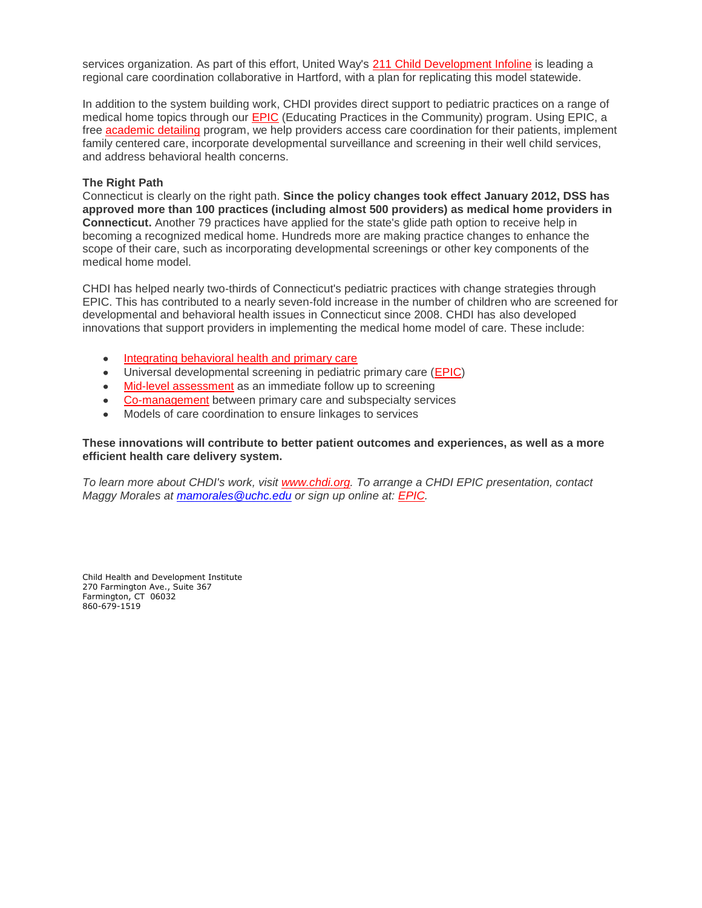services organization. As part of this effort, United Way's 211 Child Development Infoline is leading a regional care coordination collaborative in Hartford, with a plan for replicating this model statewide.

In addition to the system building work, CHDI provides direct support to pediatric practices on a range of medical home topics through our EPIC (Educating Practices in the Community) program. Using EPIC, a free academic detailing program, we help providers access care coordination for their patients, implement family centered care, incorporate developmental surveillance and screening in their well child services, and address behavioral health concerns.

**The Right Path**

Connecticut is clearly on the right path. **Since the policy changes took effect January 2012, DSS has approved more than 100 practices (including almost 500 providers) as medical home providers in Connecticut.** Another 79 practices have applied for the state's glide path option to receive help in becoming a recognized medical home. Hundreds more are making practice changes to enhance the scope of their care, such as incorporating developmental screenings or other key components of the medical home model.

CHDI has helped nearly two-thirds of Connecticut's pediatric practices with change strategies through EPIC. This has contributed to a nearly seven-fold increase in the number of children who are screened for developmental and behavioral health issues in Connecticut since 2008. CHDI has also developed innovations that support providers in implementing the medical home model of care. These include:

- Integrating behavioral health and primary care
- Universal developmental screening in pediatric primary care (EPIC)
- Mid-level assessment as an immediate follow up to screening
- Co-management between primary care and subspecialty services
- Models of care coordination to ensure linkages to services

**These innovations will contribute to better patient outcomes and experiences, as well as a more efficient health care delivery system.**

*To learn more about CHDI's work, visit www.chdi.org. To arrange a CHDI EPIC presentation, contact Maggy Morales at mamorales@uchc.edu or sign up online at: EPIC.*

Child Health and Development Institute
270 Farmington Ave., Suite 367
Farmington, CT 06032
860-679-1519